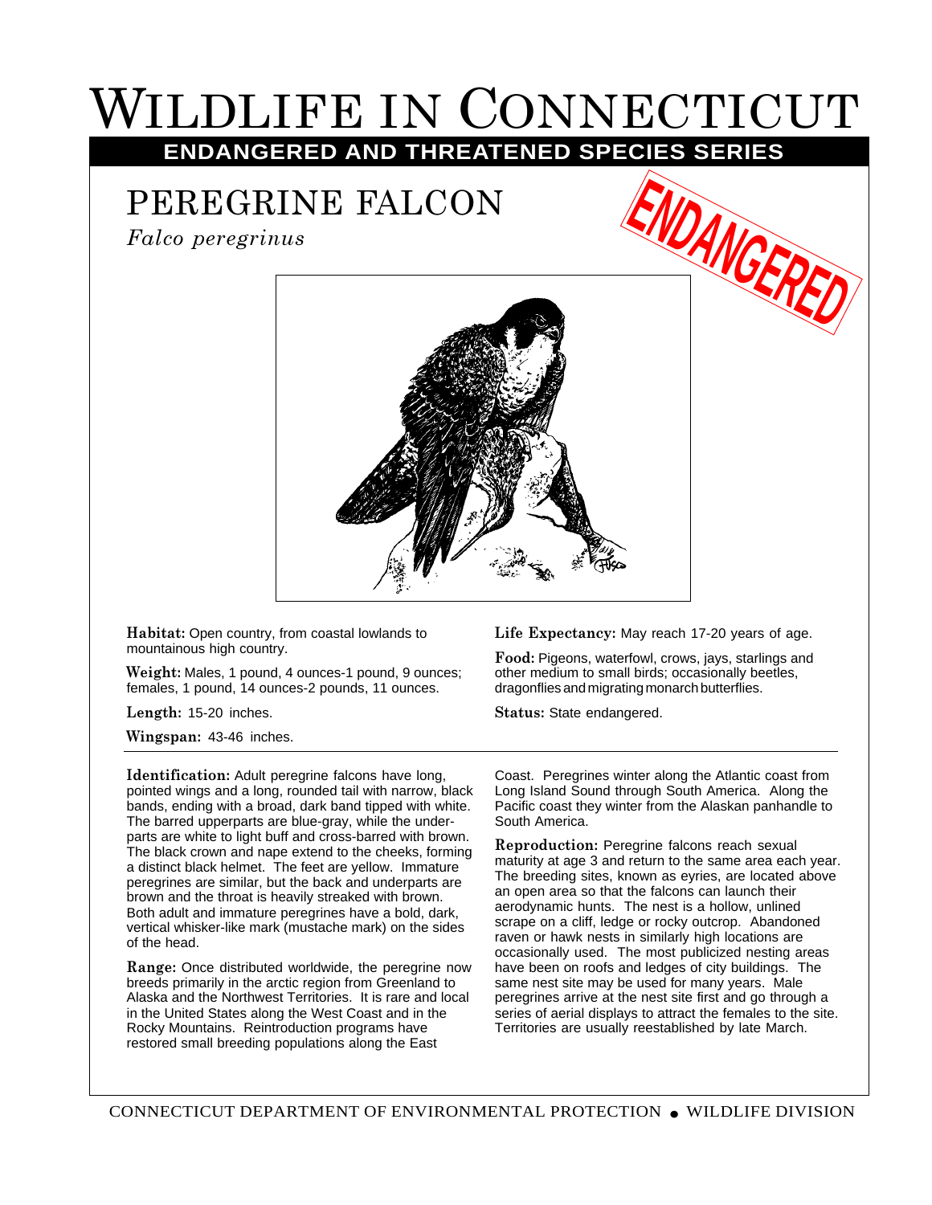# WILDLIFE IN CONNECTICUT

## ENDANGERED AND THREATENED SPECIES SERIES

## PEREGRINE FALCON

*Falco peregrinus*

ENDANGERED

**Habitat:** Open country, from coastal lowlands to mountainous high country.

**Weight:** Males, 1 pound, 4 ounces-1 pound, 9 ounces; females, 1 pound, 14 ounces-2 pounds, 11 ounces.

**Length:** 15-20 inches.

**Wingspan:** 43-46 inches.

**Life Expectancy:** May reach 17-20 years of age.

**Food:** Pigeons, waterfowl, crows, jays, starlings and other medium to small birds; occasionally beetles, dragonflies and migrating monarch butterflies.

**Status:** State endangered.

---

**Identification:** Adult peregrine falcons have long, pointed wings and a long, rounded tail with narrow, black bands, ending with a broad, dark band tipped with white. The barred upperparts are blue-gray, while the underparts are white to light buff and cross-barred with brown. The black crown and nape extend to the cheeks, forming a distinct black helmet. The feet are yellow. Immature peregrines are similar, but the back and underparts are brown and the throat is heavily streaked with brown. Both adult and immature peregrines have a bold, dark, vertical whisker-like mark (mustache mark) on the sides of the head.

**Range:** Once distributed worldwide, the peregrine now breeds primarily in the arctic region from Greenland to Alaska and the Northwest Territories. It is rare and local in the United States along the West Coast and in the Rocky Mountains. Reintroduction programs have restored small breeding populations along the East Coast. Peregrines winter along the Atlantic coast from Long Island Sound through South America. Along the Pacific coast they winter from the Alaskan panhandle to South America.

**Reproduction:** Peregrine falcons reach sexual maturity at age 3 and return to the same area each year. The breeding sites, known as eyries, are located above an open area so that the falcons can launch their aerodynamic hunts. The nest is a hollow, unlined scrape on a cliff, ledge or rocky outcrop. Abandoned raven or hawk nests in similarly high locations are occasionally used. The most publicized nesting areas have been on roofs and ledges of city buildings. The same nest site may be used for many years. Male peregrines arrive at the nest site first and go through a series of aerial displays to attract the females to the site. Territories are usually reestablished by late March.

CONNECTICUT DEPARTMENT OF ENVIRONMENTAL PROTECTION • WILDLIFE DIVISION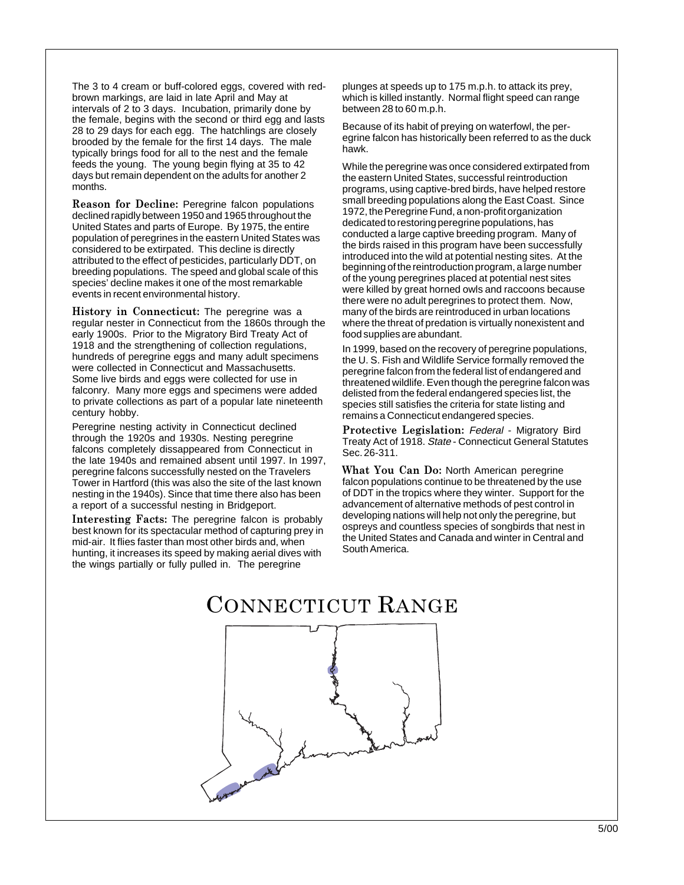The 3 to 4 cream or buff-colored eggs, covered with red-brown markings, are laid in late April and May at intervals of 2 to 3 days. Incubation, primarily done by the female, begins with the second or third egg and lasts 28 to 29 days for each egg. The hatchlings are closely brooded by the female for the first 14 days. The male typically brings food for all to the nest and the female feeds the young. The young begin flying at 35 to 42 days but remain dependent on the adults for another 2 months.

**Reason for Decline:** Peregrine falcon populations declined rapidly between 1950 and 1965 throughout the United States and parts of Europe. By 1975, the entire population of peregrines in the eastern United States was considered to be extirpated. This decline is directly attributed to the effect of pesticides, particularly DDT, on breeding populations. The speed and global scale of this species' decline makes it one of the most remarkable events in recent environmental history.

**History in Connecticut:** The peregrine was a regular nester in Connecticut from the 1860s through the early 1900s. Prior to the Migratory Bird Treaty Act of 1918 and the strengthening of collection regulations, hundreds of peregrine eggs and many adult specimens were collected in Connecticut and Massachusetts. Some live birds and eggs were collected for use in falconry. Many more eggs and specimens were added to private collections as part of a popular late nineteenth century hobby.

Peregrine nesting activity in Connecticut declined through the 1920s and 1930s. Nesting peregrine falcons completely dissappeared from Connecticut in the late 1940s and remained absent until 1997. In 1997, peregrine falcons successfully nested on the Travelers Tower in Hartford (this was also the site of the last known nesting in the 1940s). Since that time there also has been a report of a successful nesting in Bridgeport.

**Interesting Facts:** The peregrine falcon is probably best known for its spectacular method of capturing prey in mid-air. It flies faster than most other birds and, when hunting, it increases its speed by making aerial dives with the wings partially or fully pulled in. The peregrine plunges at speeds up to 175 m.p.h. to attack its prey, which is killed instantly. Normal flight speed can range between 28 to 60 m.p.h.

Because of its habit of preying on waterfowl, the peregrine falcon has historically been referred to as the duck hawk.

While the peregrine was once considered extirpated from the eastern United States, successful reintroduction programs, using captive-bred birds, have helped restore small breeding populations along the East Coast. Since 1972, the Peregrine Fund, a non-profit organization dedicated to restoring peregrine populations, has conducted a large captive breeding program. Many of the birds raised in this program have been successfully introduced into the wild at potential nesting sites. At the beginning of the reintroduction program, a large number of the young peregrines placed at potential nest sites were killed by great horned owls and raccoons because there were no adult peregrines to protect them. Now, many of the birds are reintroduced in urban locations where the threat of predation is virtually nonexistent and food supplies are abundant.

In 1999, based on the recovery of peregrine populations, the U. S. Fish and Wildlife Service formally removed the peregrine falcon from the federal list of endangered and threatened wildlife. Even though the peregrine falcon was delisted from the federal endangered species list, the species still satisfies the criteria for state listing and remains a Connecticut endangered species.

**Protective Legislation:** *Federal* - Migratory Bird Treaty Act of 1918. *State* - Connecticut General Statutes Sec. 26-311.

**What You Can Do:** North American peregrine falcon populations continue to be threatened by the use of DDT in the tropics where they winter. Support for the advancement of alternative methods of pest control in developing nations will help not only the peregrine, but ospreys and countless species of songbirds that nest in the United States and Canada and winter in Central and South America.

## Connecticut Range

5/00